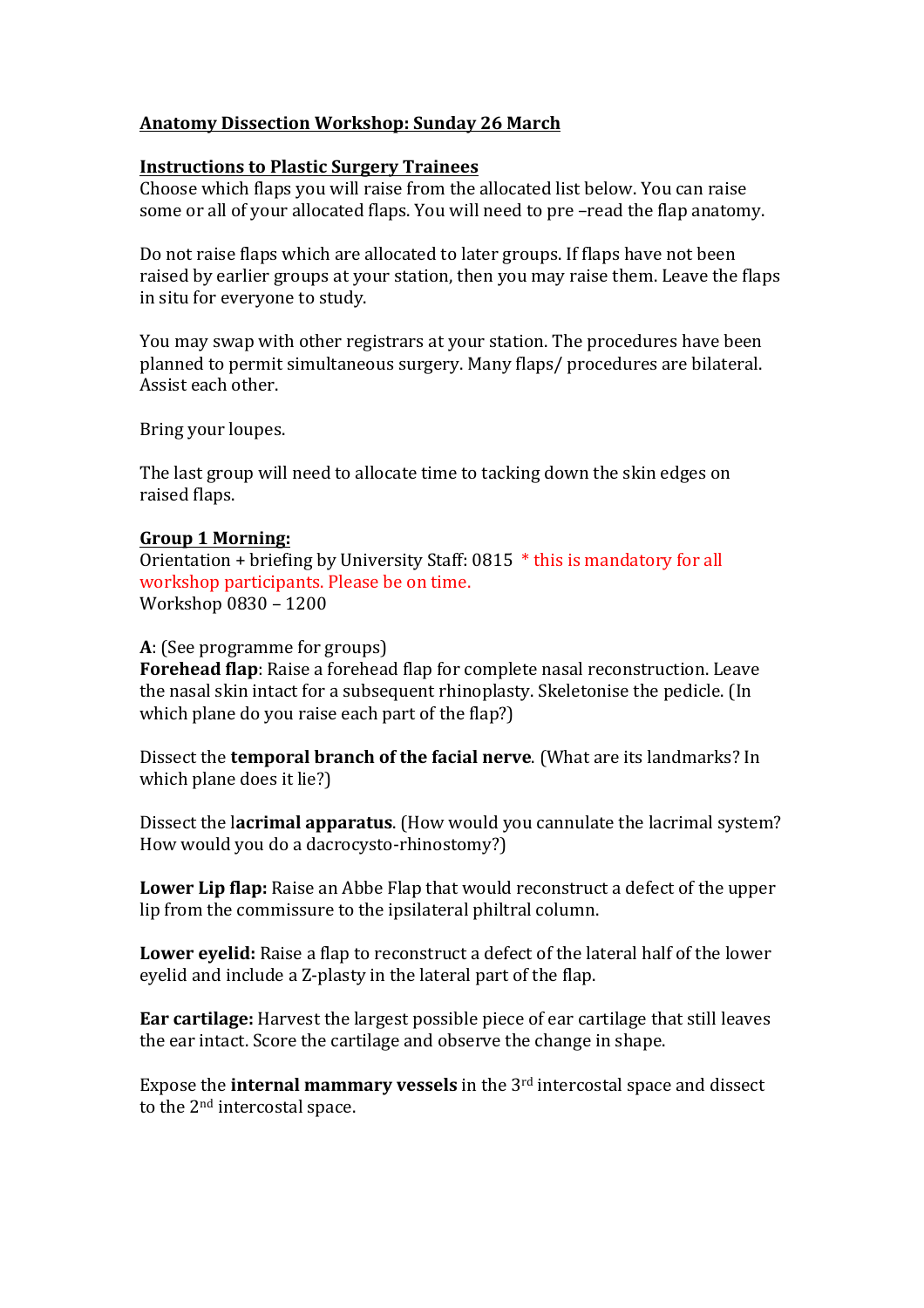**Anatomy Dissection Workshop: Sunday 26 March**

**Instructions to Plastic Surgery Trainees**

Choose which flaps you will raise from the allocated list below. You can raise some or all of your allocated flaps. You will need to pre –read the flap anatomy.

Do not raise flaps which are allocated to later groups. If flaps have not been raised by earlier groups at your station, then you may raise them. Leave the flaps in situ for everyone to study.

You may swap with other registrars at your station. The procedures have been planned to permit simultaneous surgery. Many flaps/ procedures are bilateral. Assist each other.

Bring your loupes.

The last group will need to allocate time to tacking down the skin edges on raised flaps.

**Group 1 Morning:**

Orientation + briefing by University Staff: 0815 * this is mandatory for all workshop participants. Please be on time.
Workshop 0830 – 1200

**A**: (See programme for groups)

**Forehead flap**: Raise a forehead flap for complete nasal reconstruction. Leave the nasal skin intact for a subsequent rhinoplasty. Skeletonise the pedicle. (In which plane do you raise each part of the flap?)

Dissect the **temporal branch of the facial nerve**. (What are its landmarks? In which plane does it lie?)

Dissect the **lacrimal apparatus**. (How would you cannulate the lacrimal system? How would you do a dacrocysto-rhinostomy?)

**Lower Lip flap:** Raise an Abbe Flap that would reconstruct a defect of the upper lip from the commissure to the ipsilateral philtral column.

**Lower eyelid:** Raise a flap to reconstruct a defect of the lateral half of the lower eyelid and include a Z-plasty in the lateral part of the flap.

**Ear cartilage:** Harvest the largest possible piece of ear cartilage that still leaves the ear intact. Score the cartilage and observe the change in shape.

Expose the **internal mammary vessels** in the 3rd intercostal space and dissect to the 2nd intercostal space.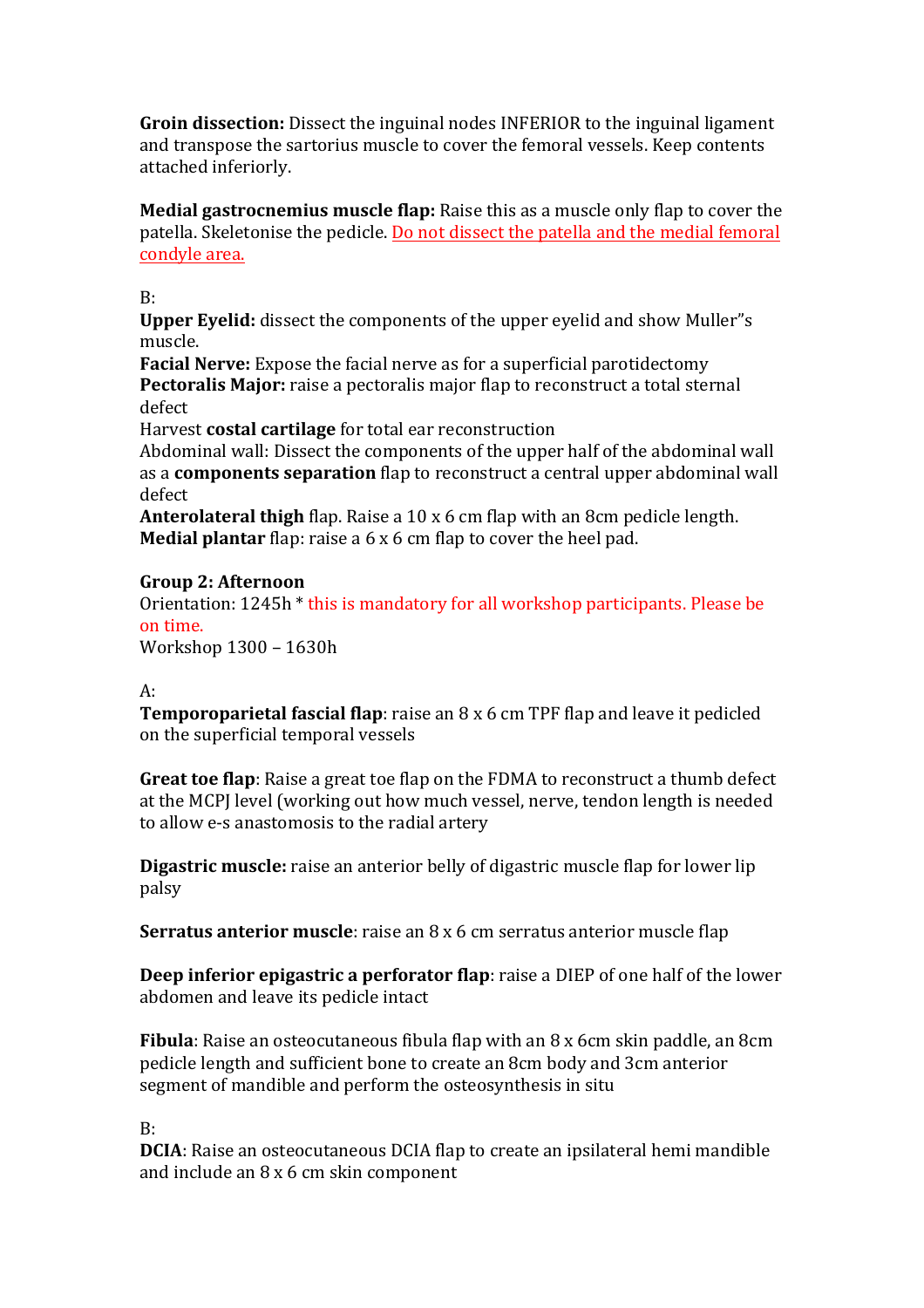**Groin dissection:** Dissect the inguinal nodes INFERIOR to the inguinal ligament and transpose the sartorius muscle to cover the femoral vessels. Keep contents attached inferiorly.

**Medial gastrocnemius muscle flap:** Raise this as a muscle only flap to cover the patella. Skeletonise the pedicle. <u>Do not dissect the patella and the medial femoral condyle area.</u>

B:

**Upper Eyelid:** dissect the components of the upper eyelid and show Muller"s muscle.

**Facial Nerve:** Expose the facial nerve as for a superficial parotidectomy

**Pectoralis Major:** raise a pectoralis major flap to reconstruct a total sternal defect

Harvest **costal cartilage** for total ear reconstruction

Abdominal wall: Dissect the components of the upper half of the abdominal wall as a **components separation** flap to reconstruct a central upper abdominal wall defect

**Anterolateral thigh** flap. Raise a 10 x 6 cm flap with an 8cm pedicle length.

**Medial plantar** flap: raise a 6 x 6 cm flap to cover the heel pad.

**Group 2: Afternoon**

Orientation: 1245h * this is mandatory for all workshop participants. Please be on time.

Workshop 1300 – 1630h

A:

**Temporoparietal fascial flap**: raise an 8 x 6 cm TPF flap and leave it pedicled on the superficial temporal vessels

**Great toe flap**: Raise a great toe flap on the FDMA to reconstruct a thumb defect at the MCPJ level (working out how much vessel, nerve, tendon length is needed to allow e-s anastomosis to the radial artery

**Digastric muscle:** raise an anterior belly of digastric muscle flap for lower lip palsy

**Serratus anterior muscle**: raise an 8 x 6 cm serratus anterior muscle flap

**Deep inferior epigastric a perforator flap**: raise a DIEP of one half of the lower abdomen and leave its pedicle intact

**Fibula**: Raise an osteocutaneous fibula flap with an 8 x 6cm skin paddle, an 8cm pedicle length and sufficient bone to create an 8cm body and 3cm anterior segment of mandible and perform the osteosynthesis in situ

B:

**DCIA**: Raise an osteocutaneous DCIA flap to create an ipsilateral hemi mandible and include an 8 x 6 cm skin component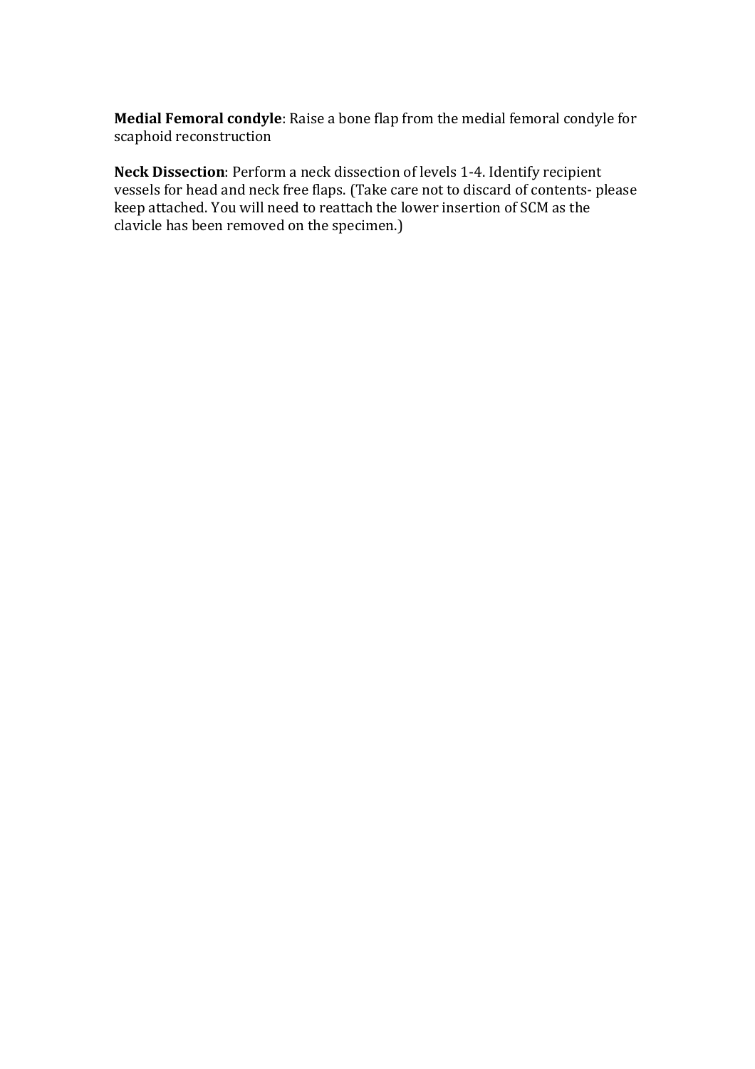**Medial Femoral condyle**: Raise a bone flap from the medial femoral condyle for scaphoid reconstruction

**Neck Dissection**: Perform a neck dissection of levels 1-4. Identify recipient vessels for head and neck free flaps. (Take care not to discard of contents- please keep attached. You will need to reattach the lower insertion of SCM as the clavicle has been removed on the specimen.)